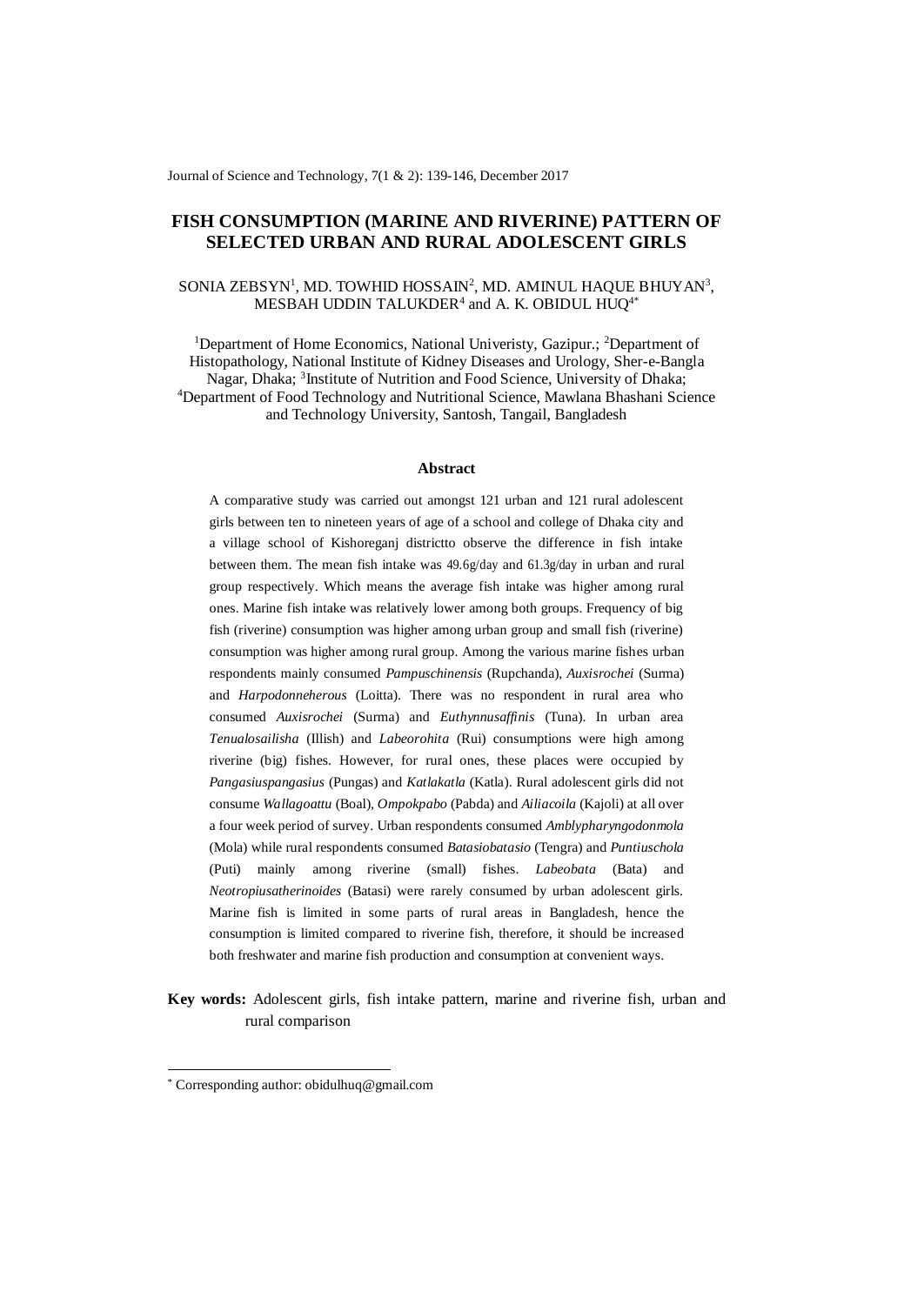# FISH CONSUMPTION (MARINE AND RIVERINE) PATTERN OF SELECTED URBAN AND RURAL ADOLESCENT GIRLS

SONIA ZEBSYN[1], MD. TOWHID HOSSAIN[2], MD. AMINUL HAQUE BHUYAN[3], MESBAH UDDIN TALUKDER[4] and A. K. OBIDUL HUQ[4*]

[1]Department of Home Economics, National Univeristy, Gazipur.; [2]Department of Histopathology, National Institute of Kidney Diseases and Urology, Sher-e-Bangla Nagar, Dhaka; [3]Institute of Nutrition and Food Science, University of Dhaka; [4]Department of Food Technology and Nutritional Science, Mawlana Bhashani Science and Technology University, Santosh, Tangail, Bangladesh

## Abstract

A comparative study was carried out amongst 121 urban and 121 rural adolescent girls between ten to nineteen years of age of a school and college of Dhaka city and a village school of Kishoreganj districtto observe the difference in fish intake between them. The mean fish intake was 49.6g/day and 61.3g/day in urban and rural group respectively. Which means the average fish intake was higher among rural ones. Marine fish intake was relatively lower among both groups. Frequency of big fish (riverine) consumption was higher among urban group and small fish (riverine) consumption was higher among rural group. Among the various marine fishes urban respondents mainly consumed *Pampuschinensis* (Rupchanda), *Auxisrochei* (Surma) and *Harpodonneherous* (Loitta). There was no respondent in rural area who consumed *Auxisrochei* (Surma) and *Euthynnusaffinis* (Tuna). In urban area *Tenualosailisha* (Illish) and *Labeorohita* (Rui) consumptions were high among riverine (big) fishes. However, for rural ones, these places were occupied by *Pangasiuspangasius* (Pungas) and *Katlakatla* (Katla). Rural adolescent girls did not consume *Wallagoattu* (Boal), *Ompokpabo* (Pabda) and *Ailiacoila* (Kajoli) at all over a four week period of survey. Urban respondents consumed *Amblypharyngodonmola* (Mola) while rural respondents consumed *Batasiobatasio* (Tengra) and *Puntiuschola* (Puti) mainly among riverine (small) fishes. *Labeobata* (Bata) and *Neotropiusatherinoides* (Batasi) were rarely consumed by urban adolescent girls. Marine fish is limited in some parts of rural areas in Bangladesh, hence the consumption is limited compared to riverine fish, therefore, it should be increased both freshwater and marine fish production and consumption at convenient ways.

**Key words:** Adolescent girls, fish intake pattern, marine and riverine fish, urban and rural comparison

---

[*] Corresponding author: obidulhuq@gmail.com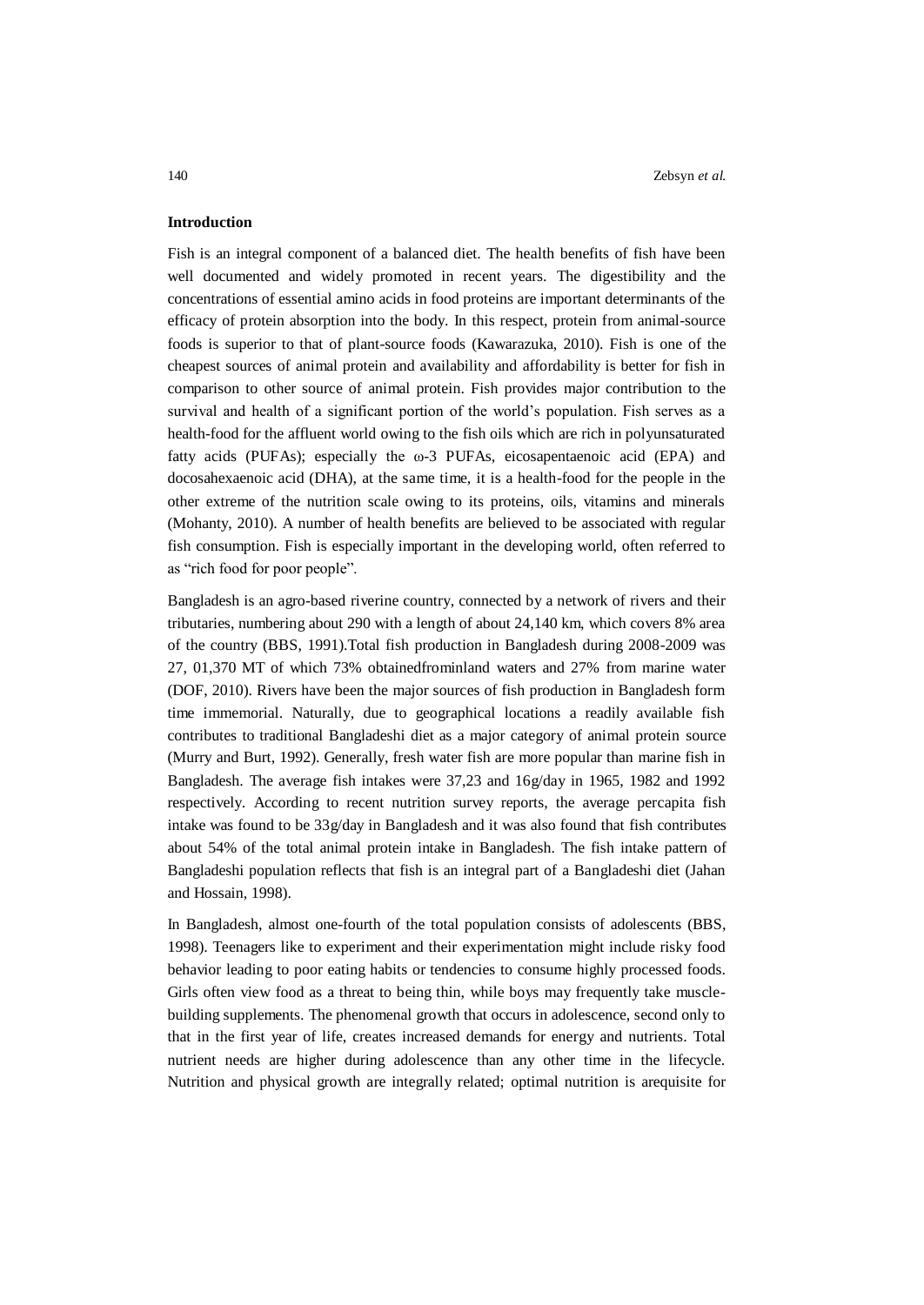## Introduction

Fish is an integral component of a balanced diet. The health benefits of fish have been well documented and widely promoted in recent years. The digestibility and the concentrations of essential amino acids in food proteins are important determinants of the efficacy of protein absorption into the body. In this respect, protein from animal-source foods is superior to that of plant-source foods (Kawarazuka, 2010). Fish is one of the cheapest sources of animal protein and availability and affordability is better for fish in comparison to other source of animal protein. Fish provides major contribution to the survival and health of a significant portion of the world's population. Fish serves as a health-food for the affluent world owing to the fish oils which are rich in polyunsaturated fatty acids (PUFAs); especially the ω-3 PUFAs, eicosapentaenoic acid (EPA) and docosahexaenoic acid (DHA), at the same time, it is a health-food for the people in the other extreme of the nutrition scale owing to its proteins, oils, vitamins and minerals (Mohanty, 2010). A number of health benefits are believed to be associated with regular fish consumption. Fish is especially important in the developing world, often referred to as "rich food for poor people".

Bangladesh is an agro-based riverine country, connected by a network of rivers and their tributaries, numbering about 290 with a length of about 24,140 km, which covers 8% area of the country (BBS, 1991).Total fish production in Bangladesh during 2008-2009 was 27, 01,370 MT of which 73% obtainedfrominland waters and 27% from marine water (DOF, 2010). Rivers have been the major sources of fish production in Bangladesh form time immemorial. Naturally, due to geographical locations a readily available fish contributes to traditional Bangladeshi diet as a major category of animal protein source (Murry and Burt, 1992). Generally, fresh water fish are more popular than marine fish in Bangladesh. The average fish intakes were 37,23 and 16g/day in 1965, 1982 and 1992 respectively. According to recent nutrition survey reports, the average percapita fish intake was found to be 33g/day in Bangladesh and it was also found that fish contributes about 54% of the total animal protein intake in Bangladesh. The fish intake pattern of Bangladeshi population reflects that fish is an integral part of a Bangladeshi diet (Jahan and Hossain, 1998).

In Bangladesh, almost one-fourth of the total population consists of adolescents (BBS, 1998). Teenagers like to experiment and their experimentation might include risky food behavior leading to poor eating habits or tendencies to consume highly processed foods. Girls often view food as a threat to being thin, while boys may frequently take muscle-building supplements. The phenomenal growth that occurs in adolescence, second only to that in the first year of life, creates increased demands for energy and nutrients. Total nutrient needs are higher during adolescence than any other time in the lifecycle. Nutrition and physical growth are integrally related; optimal nutrition is arequisite for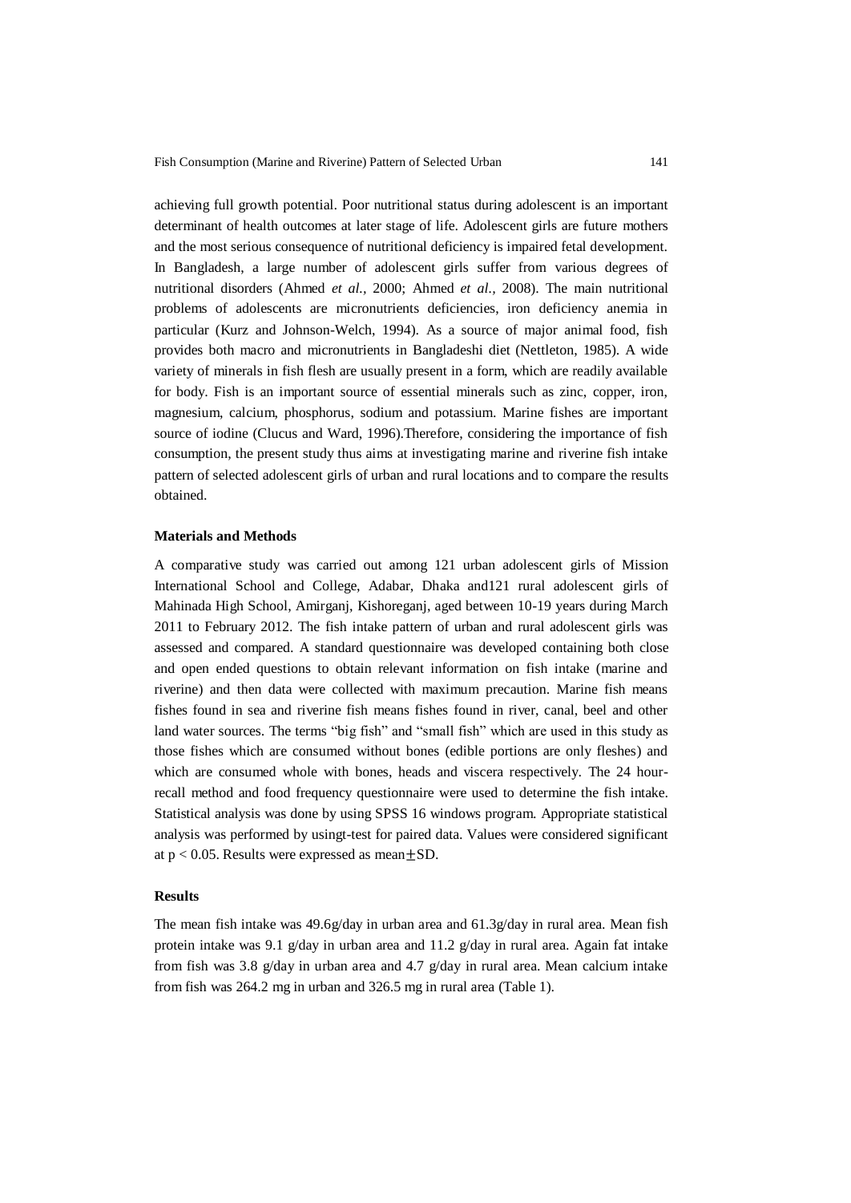achieving full growth potential. Poor nutritional status during adolescent is an important determinant of health outcomes at later stage of life. Adolescent girls are future mothers and the most serious consequence of nutritional deficiency is impaired fetal development. In Bangladesh, a large number of adolescent girls suffer from various degrees of nutritional disorders (Ahmed *et al.*, 2000; Ahmed *et al.*, 2008). The main nutritional problems of adolescents are micronutrients deficiencies, iron deficiency anemia in particular (Kurz and Johnson-Welch, 1994). As a source of major animal food, fish provides both macro and micronutrients in Bangladeshi diet (Nettleton, 1985). A wide variety of minerals in fish flesh are usually present in a form, which are readily available for body. Fish is an important source of essential minerals such as zinc, copper, iron, magnesium, calcium, phosphorus, sodium and potassium. Marine fishes are important source of iodine (Clucus and Ward, 1996).Therefore, considering the importance of fish consumption, the present study thus aims at investigating marine and riverine fish intake pattern of selected adolescent girls of urban and rural locations and to compare the results obtained.

### Materials and Methods

A comparative study was carried out among 121 urban adolescent girls of Mission International School and College, Adabar, Dhaka and121 rural adolescent girls of Mahinada High School, Amirganj, Kishoreganj, aged between 10-19 years during March 2011 to February 2012. The fish intake pattern of urban and rural adolescent girls was assessed and compared. A standard questionnaire was developed containing both close and open ended questions to obtain relevant information on fish intake (marine and riverine) and then data were collected with maximum precaution. Marine fish means fishes found in sea and riverine fish means fishes found in river, canal, beel and other land water sources. The terms "big fish" and "small fish" which are used in this study as those fishes which are consumed without bones (edible portions are only fleshes) and which are consumed whole with bones, heads and viscera respectively. The 24 hour-recall method and food frequency questionnaire were used to determine the fish intake. Statistical analysis was done by using SPSS 16 windows program. Appropriate statistical analysis was performed by usingt-test for paired data. Values were considered significant at $p < 0.05$. Results were expressed as mean$\pm$SD.

### Results

The mean fish intake was 49.6g/day in urban area and 61.3g/day in rural area. Mean fish protein intake was 9.1 g/day in urban area and 11.2 g/day in rural area. Again fat intake from fish was 3.8 g/day in urban area and 4.7 g/day in rural area. Mean calcium intake from fish was 264.2 mg in urban and 326.5 mg in rural area (Table 1).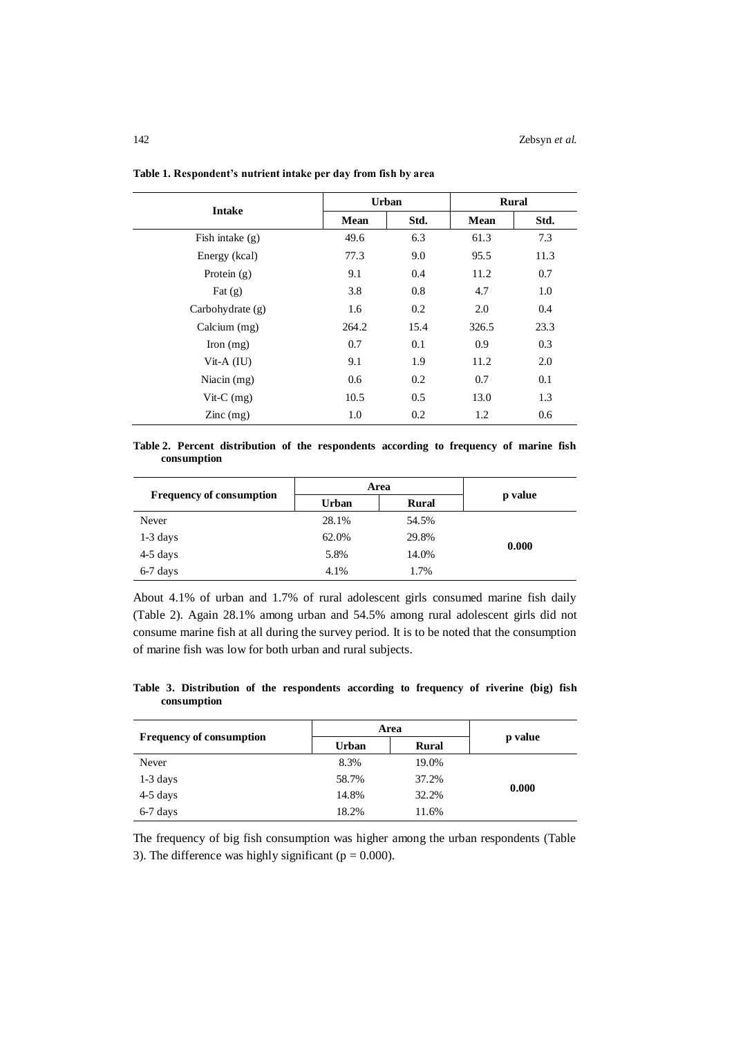**Table 1. Respondent's nutrient intake per day from fish by area**

| Intake | Urban | | Rural | |
|---|---|---|---|---|
| | Mean | Std. | Mean | Std. |
| Fish intake (g) | 49.6 | 6.3 | 61.3 | 7.3 |
| Energy (kcal) | 77.3 | 9.0 | 95.5 | 11.3 |
| Protein (g) | 9.1 | 0.4 | 11.2 | 0.7 |
| Fat (g) | 3.8 | 0.8 | 4.7 | 1.0 |
| Carbohydrate (g) | 1.6 | 0.2 | 2.0 | 0.4 |
| Calcium (mg) | 264.2 | 15.4 | 326.5 | 23.3 |
| Iron (mg) | 0.7 | 0.1 | 0.9 | 0.3 |
| Vit-A (IU) | 9.1 | 1.9 | 11.2 | 2.0 |
| Niacin (mg) | 0.6 | 0.2 | 0.7 | 0.1 |
| Vit-C (mg) | 10.5 | 0.5 | 13.0 | 1.3 |
| Zinc (mg) | 1.0 | 0.2 | 1.2 | 0.6 |

**Table 2. Percent distribution of the respondents according to frequency of marine fish consumption**

| Frequency of consumption | Area | | p value |
|---|---|---|---|
| | Urban | Rural | |
| Never | 28.1% | 54.5% | |
| 1-3 days | 62.0% | 29.8% | **0.000** |
| 4-5 days | 5.8% | 14.0% | |
| 6-7 days | 4.1% | 1.7% | |

About 4.1% of urban and 1.7% of rural adolescent girls consumed marine fish daily (Table 2). Again 28.1% among urban and 54.5% among rural adolescent girls did not consume marine fish at all during the survey period. It is to be noted that the consumption of marine fish was low for both urban and rural subjects.

**Table 3. Distribution of the respondents according to frequency of riverine (big) fish consumption**

| Frequency of consumption | Area | | p value |
|---|---|---|---|
| | Urban | Rural | |
| Never | 8.3% | 19.0% | |
| 1-3 days | 58.7% | 37.2% | **0.000** |
| 4-5 days | 14.8% | 32.2% | |
| 6-7 days | 18.2% | 11.6% | |

The frequency of big fish consumption was higher among the urban respondents (Table 3). The difference was highly significant ($p = 0.000$).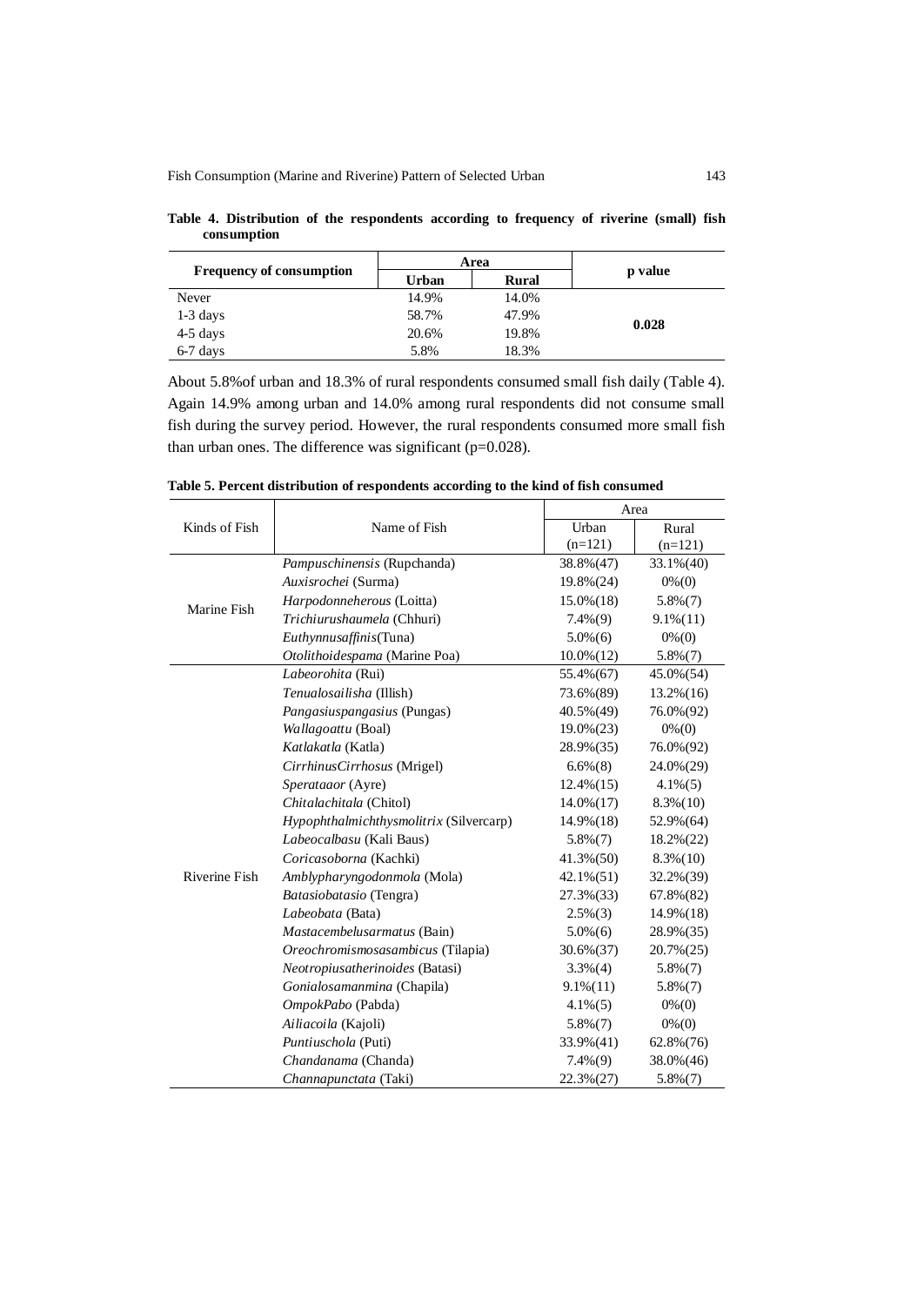**Table 4. Distribution of the respondents according to frequency of riverine (small) fish consumption**

| Frequency of consumption | Area | | p value |
|---|---|---|---|
| | Urban | Rural | |
| Never | 14.9% | 14.0% | |
| 1-3 days | 58.7% | 47.9% | **0.028** |
| 4-5 days | 20.6% | 19.8% | |
| 6-7 days | 5.8% | 18.3% | |

About 5.8%of urban and 18.3% of rural respondents consumed small fish daily (Table 4). Again 14.9% among urban and 14.0% among rural respondents did not consume small fish during the survey period. However, the rural respondents consumed more small fish than urban ones. The difference was significant (p=0.028).

**Table 5. Percent distribution of respondents according to the kind of fish consumed**

| Kinds of Fish | Name of Fish | Area | |
|---|---|---|---|
| | | Urban (n=121) | Rural (n=121) |
| Marine Fish | *Pampuschinensis* (Rupchanda) | 38.8%(47) | 33.1%(40) |
| | *Auxisrochei* (Surma) | 19.8%(24) | 0%(0) |
| | *Harpodonneherous* (Loitta) | 15.0%(18) | 5.8%(7) |
| | *Trichiurushaumela* (Chhuri) | 7.4%(9) | 9.1%(11) |
| | *Euthynnusaffinis*(Tuna) | 5.0%(6) | 0%(0) |
| | *Otolithoidespama* (Marine Poa) | 10.0%(12) | 5.8%(7) |
| Riverine Fish | *Labeorohita* (Rui) | 55.4%(67) | 45.0%(54) |
| | *Tenualosailisha* (Illish) | 73.6%(89) | 13.2%(16) |
| | *Pangasiuspangasius* (Pungas) | 40.5%(49) | 76.0%(92) |
| | *Wallagoattu* (Boal) | 19.0%(23) | 0%(0) |
| | *Katlakatla* (Katla) | 28.9%(35) | 76.0%(92) |
| | *CirrhinusCirrhosus* (Mrigel) | 6.6%(8) | 24.0%(29) |
| | *Sperataaor* (Ayre) | 12.4%(15) | 4.1%(5) |
| | *Chitalachitala* (Chitol) | 14.0%(17) | 8.3%(10) |
| | *Hypophthalmichthysmolitrix* (Silvercarp) | 14.9%(18) | 52.9%(64) |
| | *Labeocalbasu* (Kali Baus) | 5.8%(7) | 18.2%(22) |
| | *Coricasoborna* (Kachki) | 41.3%(50) | 8.3%(10) |
| | *Amblypharyngodonmola* (Mola) | 42.1%(51) | 32.2%(39) |
| | *Batasiobatasio* (Tengra) | 27.3%(33) | 67.8%(82) |
| | *Labeobata* (Bata) | 2.5%(3) | 14.9%(18) |
| | *Mastacembelusarmatus* (Bain) | 5.0%(6) | 28.9%(35) |
| | *Oreochromismosasambicus* (Tilapia) | 30.6%(37) | 20.7%(25) |
| | *Neotropiusatherinoides* (Batasi) | 3.3%(4) | 5.8%(7) |
| | *Gonialosamanmina* (Chapila) | 9.1%(11) | 5.8%(7) |
| | *OmpokPabo* (Pabda) | 4.1%(5) | 0%(0) |
| | *Ailiacoila* (Kajoli) | 5.8%(7) | 0%(0) |
| | *Puntiuschola* (Puti) | 33.9%(41) | 62.8%(76) |
| | *Chandanama* (Chanda) | 7.4%(9) | 38.0%(46) |
| | *Channapunctata* (Taki) | 22.3%(27) | 5.8%(7) |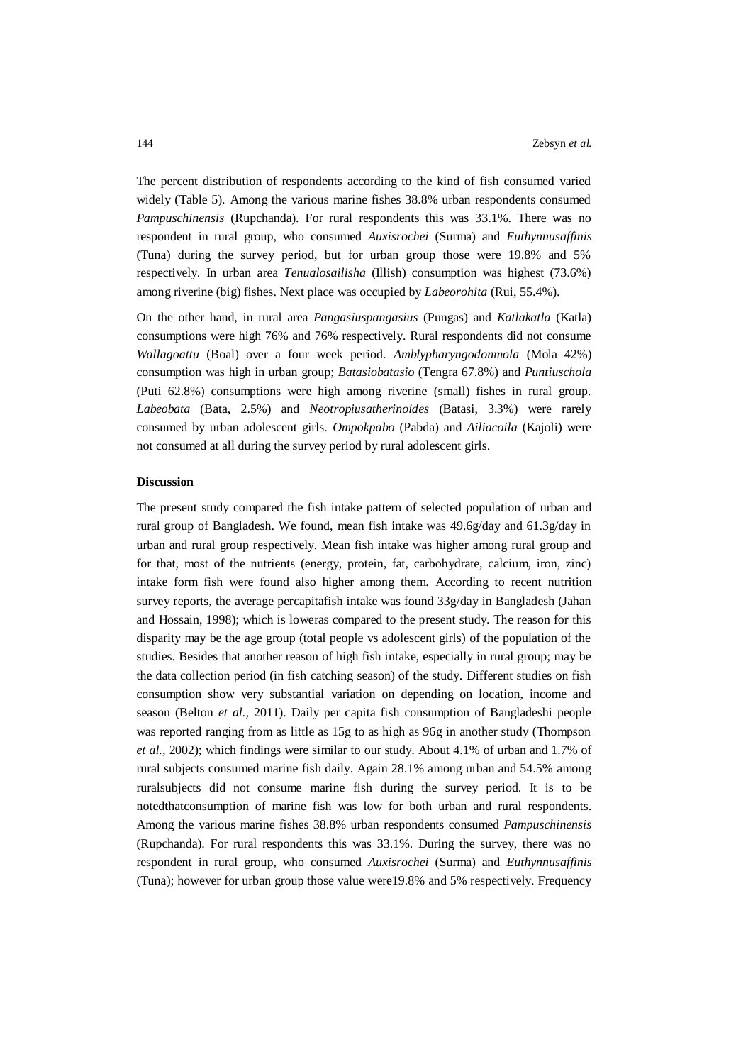The percent distribution of respondents according to the kind of fish consumed varied widely (Table 5). Among the various marine fishes 38.8% urban respondents consumed *Pampuschinensis* (Rupchanda). For rural respondents this was 33.1%. There was no respondent in rural group, who consumed *Auxisrochei* (Surma) and *Euthynnusaffinis* (Tuna) during the survey period, but for urban group those were 19.8% and 5% respectively. In urban area *Tenualosailisha* (Illish) consumption was highest (73.6%) among riverine (big) fishes. Next place was occupied by *Labeorohita* (Rui, 55.4%).

On the other hand, in rural area *Pangasiuspangasius* (Pungas) and *Katlakatla* (Katla) consumptions were high 76% and 76% respectively. Rural respondents did not consume *Wallagoattu* (Boal) over a four week period. *Amblypharyngodonmola* (Mola 42%) consumption was high in urban group; *Batasiobatasio* (Tengra 67.8%) and *Puntiuschola* (Puti 62.8%) consumptions were high among riverine (small) fishes in rural group. *Labeobata* (Bata, 2.5%) and *Neotropiusatherinoides* (Batasi, 3.3%) were rarely consumed by urban adolescent girls. *Ompokpabo* (Pabda) and *Ailiacoila* (Kajoli) were not consumed at all during the survey period by rural adolescent girls.

**Discussion**

The present study compared the fish intake pattern of selected population of urban and rural group of Bangladesh. We found, mean fish intake was 49.6g/day and 61.3g/day in urban and rural group respectively. Mean fish intake was higher among rural group and for that, most of the nutrients (energy, protein, fat, carbohydrate, calcium, iron, zinc) intake form fish were found also higher among them. According to recent nutrition survey reports, the average percapitafish intake was found 33g/day in Bangladesh (Jahan and Hossain, 1998); which is loweras compared to the present study. The reason for this disparity may be the age group (total people vs adolescent girls) of the population of the studies. Besides that another reason of high fish intake, especially in rural group; may be the data collection period (in fish catching season) of the study. Different studies on fish consumption show very substantial variation on depending on location, income and season (Belton *et al.,* 2011). Daily per capita fish consumption of Bangladeshi people was reported ranging from as little as 15g to as high as 96g in another study (Thompson *et al.,* 2002); which findings were similar to our study. About 4.1% of urban and 1.7% of rural subjects consumed marine fish daily. Again 28.1% among urban and 54.5% among ruralsubjects did not consume marine fish during the survey period. It is to be notedthatconsumption of marine fish was low for both urban and rural respondents. Among the various marine fishes 38.8% urban respondents consumed *Pampuschinensis* (Rupchanda). For rural respondents this was 33.1%. During the survey, there was no respondent in rural group, who consumed *Auxisrochei* (Surma) and *Euthynnusaffinis* (Tuna); however for urban group those value were19.8% and 5% respectively. Frequency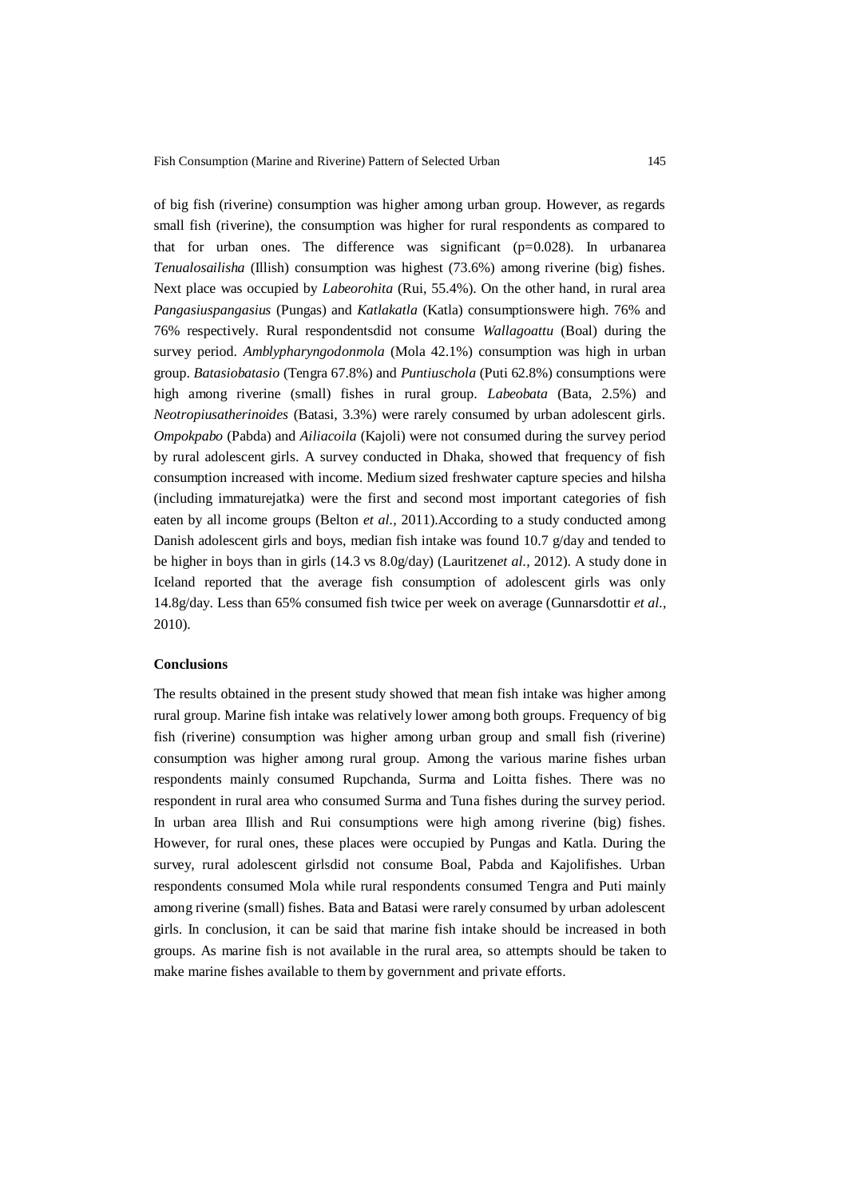of big fish (riverine) consumption was higher among urban group. However, as regards small fish (riverine), the consumption was higher for rural respondents as compared to that for urban ones. The difference was significant (p=0.028). In urbanarea *Tenualosailisha* (Illish) consumption was highest (73.6%) among riverine (big) fishes. Next place was occupied by *Labeorohita* (Rui, 55.4%). On the other hand, in rural area *Pangasiuspangasius* (Pungas) and *Katlakatla* (Katla) consumptionswere high. 76% and 76% respectively. Rural respondentsdid not consume *Wallagoattu* (Boal) during the survey period. *Amblypharyngodonmola* (Mola 42.1%) consumption was high in urban group. *Batasiobatasio* (Tengra 67.8%) and *Puntiuschola* (Puti 62.8%) consumptions were high among riverine (small) fishes in rural group. *Labeobata* (Bata, 2.5%) and *Neotropiusatherinoides* (Batasi, 3.3%) were rarely consumed by urban adolescent girls. *Ompokpabo* (Pabda) and *Ailiacoila* (Kajoli) were not consumed during the survey period by rural adolescent girls. A survey conducted in Dhaka, showed that frequency of fish consumption increased with income. Medium sized freshwater capture species and hilsha (including immaturejatka) were the first and second most important categories of fish eaten by all income groups (Belton *et al.*, 2011).According to a study conducted among Danish adolescent girls and boys, median fish intake was found 10.7 g/day and tended to be higher in boys than in girls (14.3 vs 8.0g/day) (Lauritzen*et al.*, 2012). A study done in Iceland reported that the average fish consumption of adolescent girls was only 14.8g/day. Less than 65% consumed fish twice per week on average (Gunnarsdottir *et al.*, 2010).

## Conclusions

The results obtained in the present study showed that mean fish intake was higher among rural group. Marine fish intake was relatively lower among both groups. Frequency of big fish (riverine) consumption was higher among urban group and small fish (riverine) consumption was higher among rural group. Among the various marine fishes urban respondents mainly consumed Rupchanda, Surma and Loitta fishes. There was no respondent in rural area who consumed Surma and Tuna fishes during the survey period. In urban area Illish and Rui consumptions were high among riverine (big) fishes. However, for rural ones, these places were occupied by Pungas and Katla. During the survey, rural adolescent girlsdid not consume Boal, Pabda and Kajolifishes. Urban respondents consumed Mola while rural respondents consumed Tengra and Puti mainly among riverine (small) fishes. Bata and Batasi were rarely consumed by urban adolescent girls. In conclusion, it can be said that marine fish intake should be increased in both groups. As marine fish is not available in the rural area, so attempts should be taken to make marine fishes available to them by government and private efforts.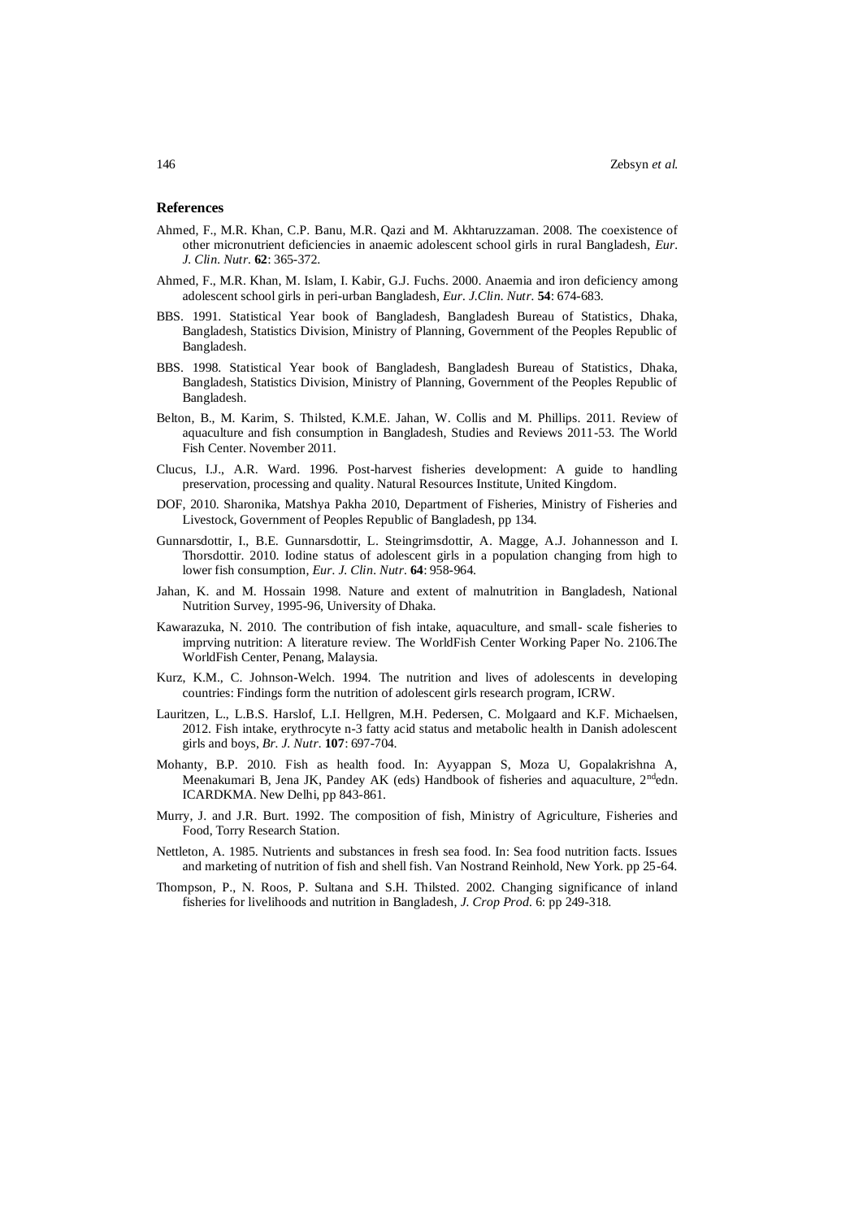## References

Ahmed, F., M.R. Khan, C.P. Banu, M.R. Qazi and M. Akhtaruzzaman. 2008. The coexistence of other micronutrient deficiencies in anaemic adolescent school girls in rural Bangladesh, *Eur. J. Clin. Nutr.* **62**: 365-372.

Ahmed, F., M.R. Khan, M. Islam, I. Kabir, G.J. Fuchs. 2000. Anaemia and iron deficiency among adolescent school girls in peri-urban Bangladesh, *Eur. J.Clin. Nutr.* **54**: 674-683.

BBS. 1991. Statistical Year book of Bangladesh, Bangladesh Bureau of Statistics, Dhaka, Bangladesh, Statistics Division, Ministry of Planning, Government of the Peoples Republic of Bangladesh.

BBS. 1998. Statistical Year book of Bangladesh, Bangladesh Bureau of Statistics, Dhaka, Bangladesh, Statistics Division, Ministry of Planning, Government of the Peoples Republic of Bangladesh.

Belton, B., M. Karim, S. Thilsted, K.M.E. Jahan, W. Collis and M. Phillips. 2011. Review of aquaculture and fish consumption in Bangladesh, Studies and Reviews 2011-53. The World Fish Center. November 2011.

Clucus, I.J., A.R. Ward. 1996. Post-harvest fisheries development: A guide to handling preservation, processing and quality. Natural Resources Institute, United Kingdom.

DOF, 2010. Sharonika, Matshya Pakha 2010, Department of Fisheries, Ministry of Fisheries and Livestock, Government of Peoples Republic of Bangladesh, pp 134.

Gunnarsdottir, I., B.E. Gunnarsdottir, L. Steingrimsdottir, A. Magge, A.J. Johannesson and I. Thorsdottir. 2010. Iodine status of adolescent girls in a population changing from high to lower fish consumption, *Eur. J. Clin. Nutr.* **64**: 958-964.

Jahan, K. and M. Hossain 1998. Nature and extent of malnutrition in Bangladesh, National Nutrition Survey, 1995-96, University of Dhaka.

Kawarazuka, N. 2010. The contribution of fish intake, aquaculture, and small- scale fisheries to imprving nutrition: A literature review. The WorldFish Center Working Paper No. 2106.The WorldFish Center, Penang, Malaysia.

Kurz, K.M., C. Johnson-Welch. 1994. The nutrition and lives of adolescents in developing countries: Findings form the nutrition of adolescent girls research program, ICRW.

Lauritzen, L., L.B.S. Harslof, L.I. Hellgren, M.H. Pedersen, C. Molgaard and K.F. Michaelsen, 2012. Fish intake, erythrocyte n-3 fatty acid status and metabolic health in Danish adolescent girls and boys, *Br. J. Nutr.* **107**: 697-704.

Mohanty, B.P. 2010. Fish as health food. In: Ayyappan S, Moza U, Gopalakrishna A, Meenakumari B, Jena JK, Pandey AK (eds) Handbook of fisheries and aquaculture, 2ndedn. ICARDKMA. New Delhi, pp 843-861.

Murry, J. and J.R. Burt. 1992. The composition of fish, Ministry of Agriculture, Fisheries and Food, Torry Research Station.

Nettleton, A. 1985. Nutrients and substances in fresh sea food. In: Sea food nutrition facts. Issues and marketing of nutrition of fish and shell fish. Van Nostrand Reinhold, New York. pp 25-64.

Thompson, P., N. Roos, P. Sultana and S.H. Thilsted. 2002. Changing significance of inland fisheries for livelihoods and nutrition in Bangladesh, *J. Crop Prod.* 6: pp 249-318.